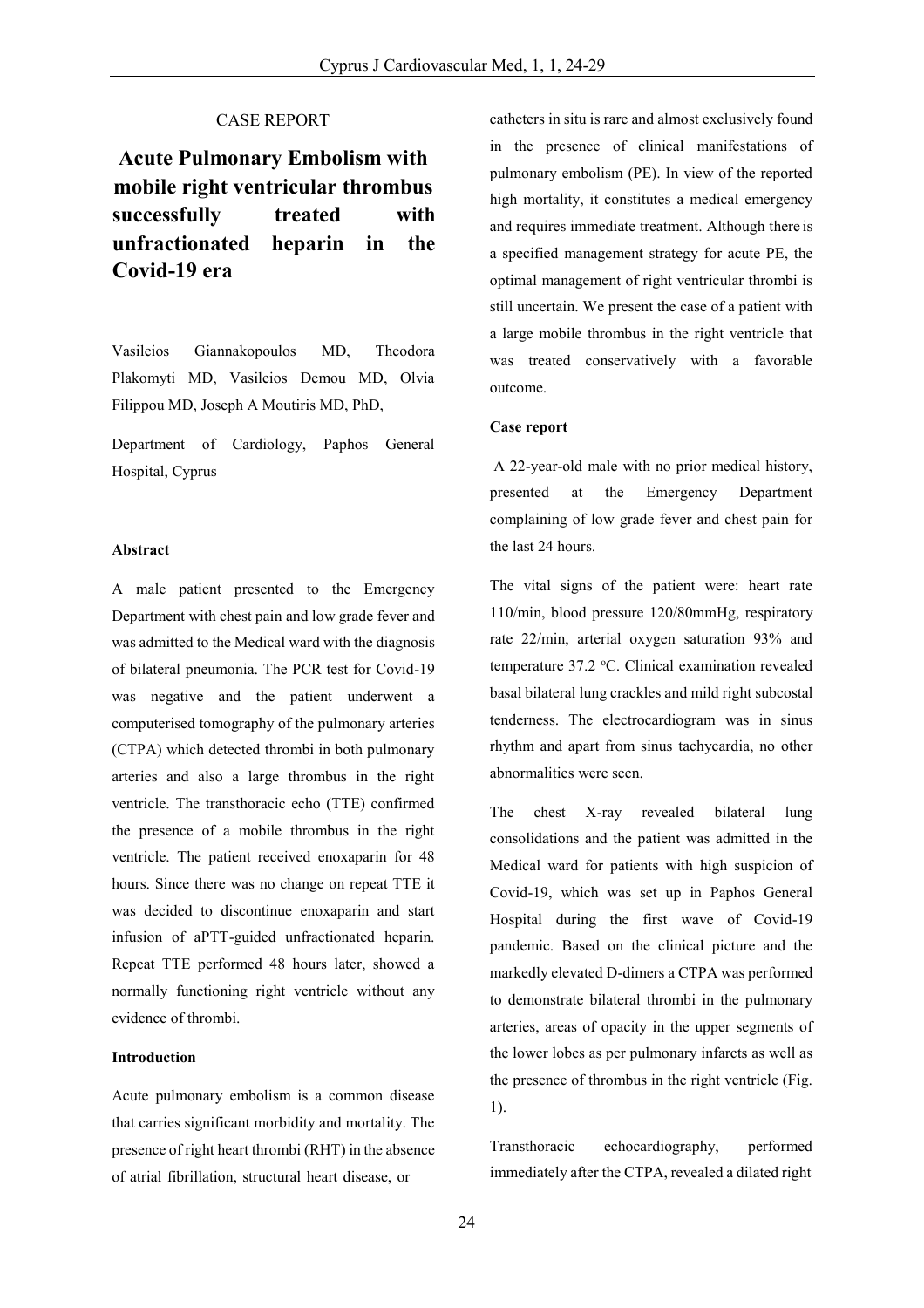CASE REPORT

# Acute Pulmonary Embolism with mobile right ventricular thrombus successfully treated with unfractionated heparin in the Covid-19 era

Vasileios Giannakopoulos MD, Theodora Plakomyti MD, Vasileios Demou MD, Olvia Filippou MD, Joseph A Moutiris MD, PhD,

Department of Cardiology, Paphos General Hospital, Cyprus

## Abstract

A male patient presented to the Emergency Department with chest pain and low grade fever and was admitted to the Medical ward with the diagnosis of bilateral pneumonia. The PCR test for Covid-19 was negative and the patient underwent a computerised tomography of the pulmonary arteries (CTPA) which detected thrombi in both pulmonary arteries and also a large thrombus in the right ventricle. The transthoracic echo (TTE) confirmed the presence of a mobile thrombus in the right ventricle. The patient received enoxaparin for 48 hours. Since there was no change on repeat TTE it was decided to discontinue enoxaparin and start infusion of aPTT-guided unfractionated heparin. Repeat TTE performed 48 hours later, showed a normally functioning right ventricle without any evidence of thrombi.

## Introduction

Acute pulmonary embolism is a common disease that carries significant morbidity and mortality. The presence of right heart thrombi (RHT) in the absence of atrial fibrillation, structural heart disease, or catheters in situ is rare and almost exclusively found in the presence of clinical manifestations of pulmonary embolism (PE). In view of the reported high mortality, it constitutes a medical emergency and requires immediate treatment. Although there is a specified management strategy for acute PE, the optimal management of right ventricular thrombi is still uncertain. We present the case of a patient with a large mobile thrombus in the right ventricle that was treated conservatively with a favorable outcome.

## Case report

A 22-year-old male with no prior medical history, presented at the Emergency Department complaining of low grade fever and chest pain for the last 24 hours.

The vital signs of the patient were: heart rate 110/min, blood pressure 120/80mmHg, respiratory rate 22/min, arterial oxygen saturation 93% and temperature 37.2 $^{o}$C. Clinical examination revealed basal bilateral lung crackles and mild right subcostal tenderness. The electrocardiogram was in sinus rhythm and apart from sinus tachycardia, no other abnormalities were seen.

The chest X-ray revealed bilateral lung consolidations and the patient was admitted in the Medical ward for patients with high suspicion of Covid-19, which was set up in Paphos General Hospital during the first wave of Covid-19 pandemic. Based on the clinical picture and the markedly elevated D-dimers a CTPA was performed to demonstrate bilateral thrombi in the pulmonary arteries, areas of opacity in the upper segments of the lower lobes as per pulmonary infarcts as well as the presence of thrombus in the right ventricle (Fig. 1).

Transthoracic echocardiography, performed immediately after the CTPA, revealed a dilated right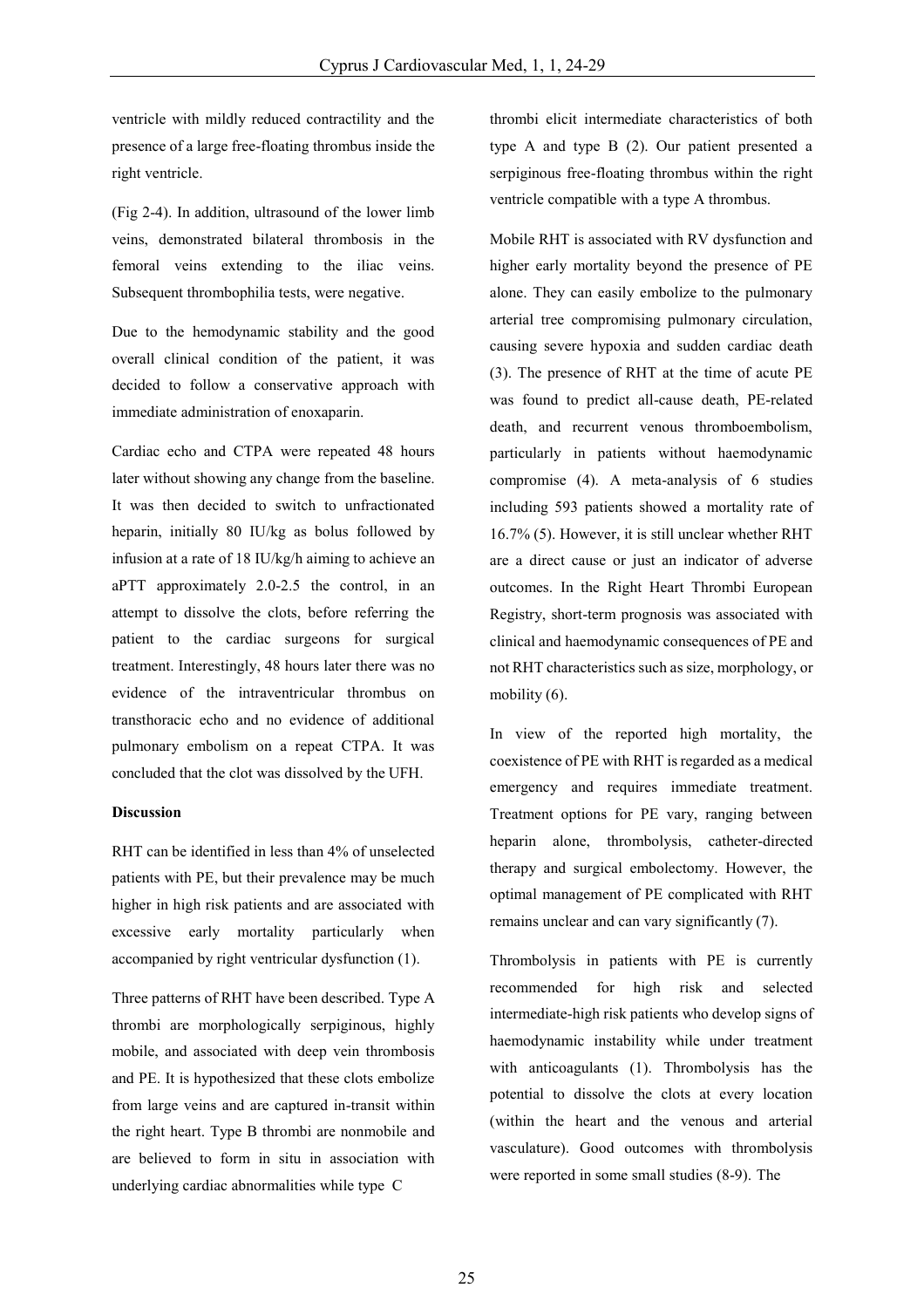ventricle with mildly reduced contractility and the presence of a large free-floating thrombus inside the right ventricle.

(Fig 2-4). In addition, ultrasound of the lower limb veins, demonstrated bilateral thrombosis in the femoral veins extending to the iliac veins. Subsequent thrombophilia tests, were negative.

Due to the hemodynamic stability and the good overall clinical condition of the patient, it was decided to follow a conservative approach with immediate administration of enoxaparin.

Cardiac echo and CTPA were repeated 48 hours later without showing any change from the baseline. It was then decided to switch to unfractionated heparin, initially 80 IU/kg as bolus followed by infusion at a rate of 18 IU/kg/h aiming to achieve an aPTT approximately 2.0-2.5 the control, in an attempt to dissolve the clots, before referring the patient to the cardiac surgeons for surgical treatment. Interestingly, 48 hours later there was no evidence of the intraventricular thrombus on transthoracic echo and no evidence of additional pulmonary embolism on a repeat CTPA. It was concluded that the clot was dissolved by the UFH.

**Discussion**

RHT can be identified in less than 4% of unselected patients with PE, but their prevalence may be much higher in high risk patients and are associated with excessive early mortality particularly when accompanied by right ventricular dysfunction (1).

Three patterns of RHT have been described. Type A thrombi are morphologically serpiginous, highly mobile, and associated with deep vein thrombosis and PE. It is hypothesized that these clots embolize from large veins and are captured in-transit within the right heart. Type B thrombi are nonmobile and are believed to form in situ in association with underlying cardiac abnormalities while type C thrombi elicit intermediate characteristics of both type A and type B (2). Our patient presented a serpiginous free-floating thrombus within the right ventricle compatible with a type A thrombus.

Mobile RHT is associated with RV dysfunction and higher early mortality beyond the presence of PE alone. They can easily embolize to the pulmonary arterial tree compromising pulmonary circulation, causing severe hypoxia and sudden cardiac death (3). The presence of RHT at the time of acute PE was found to predict all-cause death, PE-related death, and recurrent venous thromboembolism, particularly in patients without haemodynamic compromise (4). A meta-analysis of 6 studies including 593 patients showed a mortality rate of 16.7% (5). However, it is still unclear whether RHT are a direct cause or just an indicator of adverse outcomes. In the Right Heart Thrombi European Registry, short-term prognosis was associated with clinical and haemodynamic consequences of PE and not RHT characteristics such as size, morphology, or mobility (6).

In view of the reported high mortality, the coexistence of PE with RHT is regarded as a medical emergency and requires immediate treatment. Treatment options for PE vary, ranging between heparin alone, thrombolysis, catheter-directed therapy and surgical embolectomy. However, the optimal management of PE complicated with RHT remains unclear and can vary significantly (7).

Thrombolysis in patients with PE is currently recommended for high risk and selected intermediate-high risk patients who develop signs of haemodynamic instability while under treatment with anticoagulants (1). Thrombolysis has the potential to dissolve the clots at every location (within the heart and the venous and arterial vasculature). Good outcomes with thrombolysis were reported in some small studies (8-9). The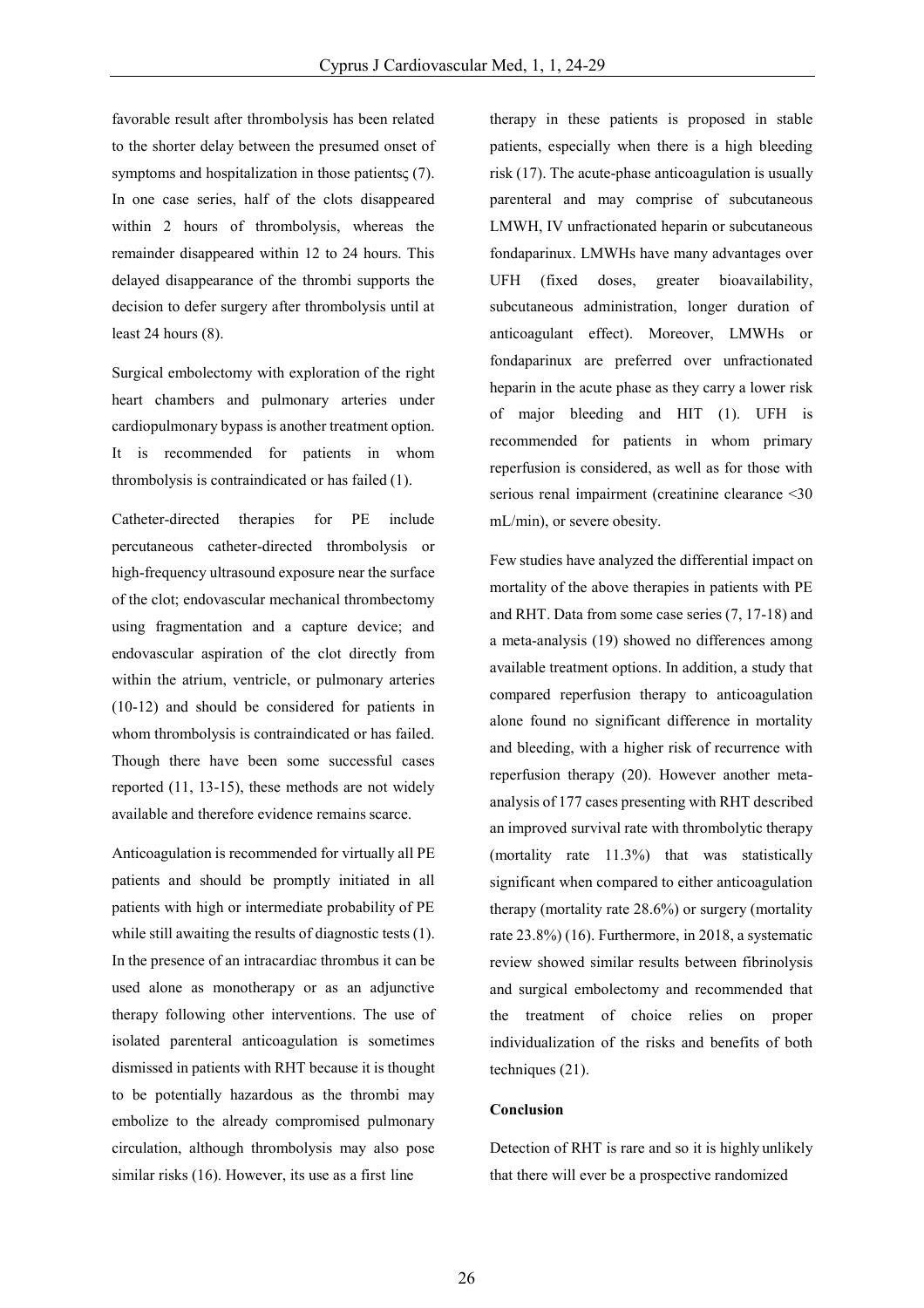favorable result after thrombolysis has been related to the shorter delay between the presumed onset of symptoms and hospitalization in those patientsς (7). In one case series, half of the clots disappeared within 2 hours of thrombolysis, whereas the remainder disappeared within 12 to 24 hours. This delayed disappearance of the thrombi supports the decision to defer surgery after thrombolysis until at least 24 hours (8).

Surgical embolectomy with exploration of the right heart chambers and pulmonary arteries under cardiopulmonary bypass is another treatment option. It is recommended for patients in whom thrombolysis is contraindicated or has failed (1).

Catheter-directed therapies for PE include percutaneous catheter-directed thrombolysis or high-frequency ultrasound exposure near the surface of the clot; endovascular mechanical thrombectomy using fragmentation and a capture device; and endovascular aspiration of the clot directly from within the atrium, ventricle, or pulmonary arteries (10-12) and should be considered for patients in whom thrombolysis is contraindicated or has failed. Though there have been some successful cases reported (11, 13-15), these methods are not widely available and therefore evidence remains scarce.

Anticoagulation is recommended for virtually all PE patients and should be promptly initiated in all patients with high or intermediate probability of PE while still awaiting the results of diagnostic tests (1). In the presence of an intracardiac thrombus it can be used alone as monotherapy or as an adjunctive therapy following other interventions. The use of isolated parenteral anticoagulation is sometimes dismissed in patients with RHT because it is thought to be potentially hazardous as the thrombi may embolize to the already compromised pulmonary circulation, although thrombolysis may also pose similar risks (16). However, its use as a first line therapy in these patients is proposed in stable patients, especially when there is a high bleeding risk (17). The acute-phase anticoagulation is usually parenteral and may comprise of subcutaneous LMWH, IV unfractionated heparin or subcutaneous fondaparinux. LMWHs have many advantages over UFH (fixed doses, greater bioavailability, subcutaneous administration, longer duration of anticoagulant effect). Moreover, LMWHs or fondaparinux are preferred over unfractionated heparin in the acute phase as they carry a lower risk of major bleeding and HIT (1). UFH is recommended for patients in whom primary reperfusion is considered, as well as for those with serious renal impairment (creatinine clearance <30 mL/min), or severe obesity.

Few studies have analyzed the differential impact on mortality of the above therapies in patients with PE and RHT. Data from some case series (7, 17-18) and a meta-analysis (19) showed no differences among available treatment options. In addition, a study that compared reperfusion therapy to anticoagulation alone found no significant difference in mortality and bleeding, with a higher risk of recurrence with reperfusion therapy (20). However another meta-analysis of 177 cases presenting with RHT described an improved survival rate with thrombolytic therapy (mortality rate 11.3%) that was statistically significant when compared to either anticoagulation therapy (mortality rate 28.6%) or surgery (mortality rate 23.8%) (16). Furthermore, in 2018, a systematic review showed similar results between fibrinolysis and surgical embolectomy and recommended that the treatment of choice relies on proper individualization of the risks and benefits of both techniques (21).

**Conclusion**

Detection of RHT is rare and so it is highly unlikely that there will ever be a prospective randomized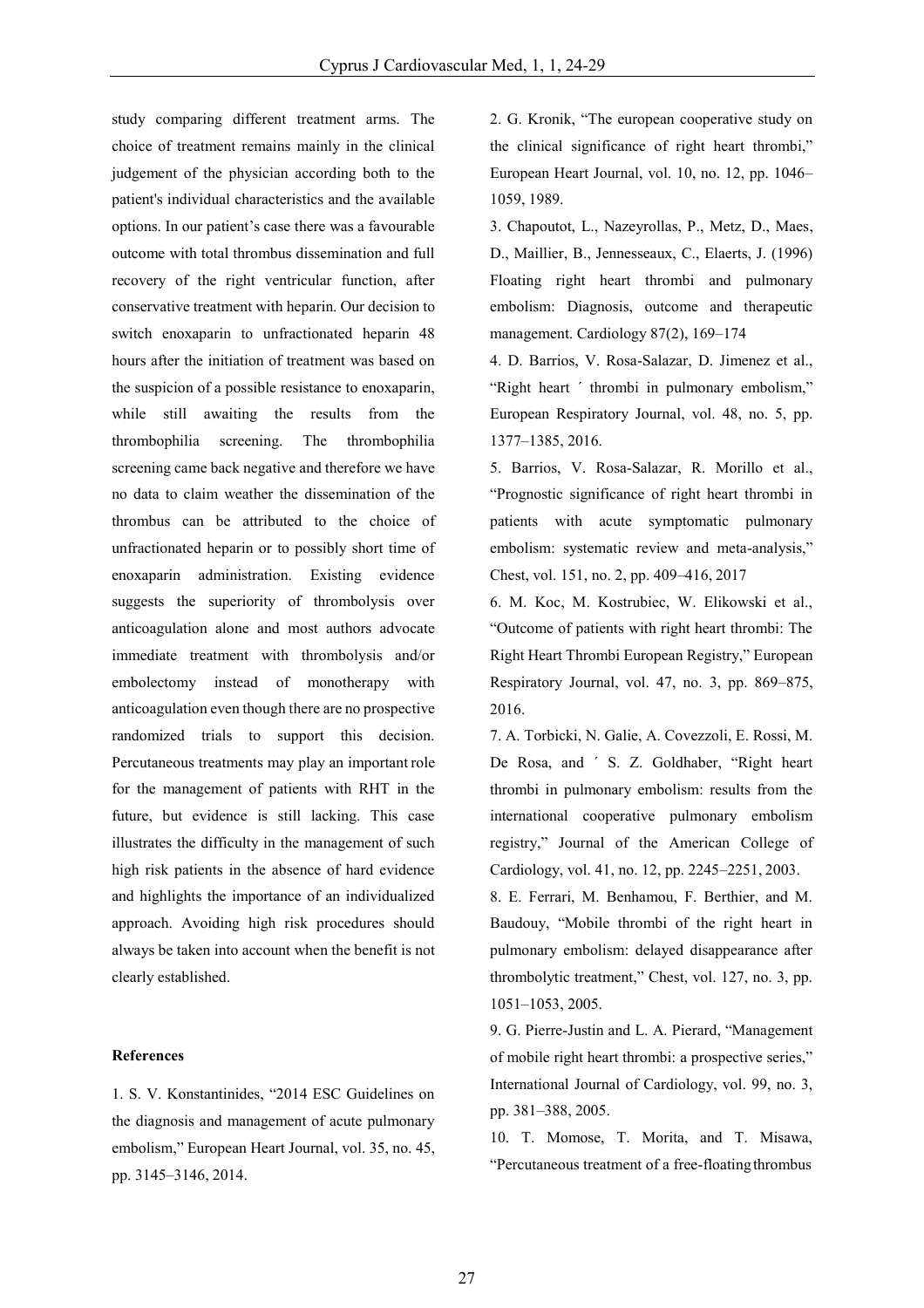study comparing different treatment arms. The choice of treatment remains mainly in the clinical judgement of the physician according both to the patient's individual characteristics and the available options. In our patient's case there was a favourable outcome with total thrombus dissemination and full recovery of the right ventricular function, after conservative treatment with heparin. Our decision to switch enoxaparin to unfractionated heparin 48 hours after the initiation of treatment was based on the suspicion of a possible resistance to enoxaparin, while still awaiting the results from the thrombophilia screening. The thrombophilia screening came back negative and therefore we have no data to claim weather the dissemination of the thrombus can be attributed to the choice of unfractionated heparin or to possibly short time of enoxaparin administration. Existing evidence suggests the superiority of thrombolysis over anticoagulation alone and most authors advocate immediate treatment with thrombolysis and/or embolectomy instead of monotherapy with anticoagulation even though there are no prospective randomized trials to support this decision. Percutaneous treatments may play an important role for the management of patients with RHT in the future, but evidence is still lacking. This case illustrates the difficulty in the management of such high risk patients in the absence of hard evidence and highlights the importance of an individualized approach. Avoiding high risk procedures should always be taken into account when the benefit is not clearly established.

**References**

1. S. V. Konstantinides, "2014 ESC Guidelines on the diagnosis and management of acute pulmonary embolism," European Heart Journal, vol. 35, no. 45, pp. 3145–3146, 2014.

2. G. Kronik, "The european cooperative study on the clinical significance of right heart thrombi," European Heart Journal, vol. 10, no. 12, pp. 1046–1059, 1989.

3. Chapoutot, L., Nazeyrollas, P., Metz, D., Maes, D., Maillier, B., Jennesseaux, C., Elaerts, J. (1996) Floating right heart thrombi and pulmonary embolism: Diagnosis, outcome and therapeutic management. Cardiology 87(2), 169–174

4. D. Barrios, V. Rosa-Salazar, D. Jimenez et al., "Right heart ´ thrombi in pulmonary embolism," European Respiratory Journal, vol. 48, no. 5, pp. 1377–1385, 2016.

5. Barrios, V. Rosa-Salazar, R. Morillo et al., "Prognostic significance of right heart thrombi in patients with acute symptomatic pulmonary embolism: systematic review and meta-analysis," Chest, vol. 151, no. 2, pp. 409–416, 2017

6. M. Koc, M. Kostrubiec, W. Elikowski et al., "Outcome of patients with right heart thrombi: The Right Heart Thrombi European Registry," European Respiratory Journal, vol. 47, no. 3, pp. 869–875, 2016.

7. A. Torbicki, N. Galie, A. Covezzoli, E. Rossi, M. De Rosa, and ´ S. Z. Goldhaber, "Right heart thrombi in pulmonary embolism: results from the international cooperative pulmonary embolism registry," Journal of the American College of Cardiology, vol. 41, no. 12, pp. 2245–2251, 2003.

8. E. Ferrari, M. Benhamou, F. Berthier, and M. Baudouy, "Mobile thrombi of the right heart in pulmonary embolism: delayed disappearance after thrombolytic treatment," Chest, vol. 127, no. 3, pp. 1051–1053, 2005.

9. G. Pierre-Justin and L. A. Pierard, "Management of mobile right heart thrombi: a prospective series," International Journal of Cardiology, vol. 99, no. 3, pp. 381–388, 2005.

10. T. Momose, T. Morita, and T. Misawa, "Percutaneous treatment of a free-floating thrombus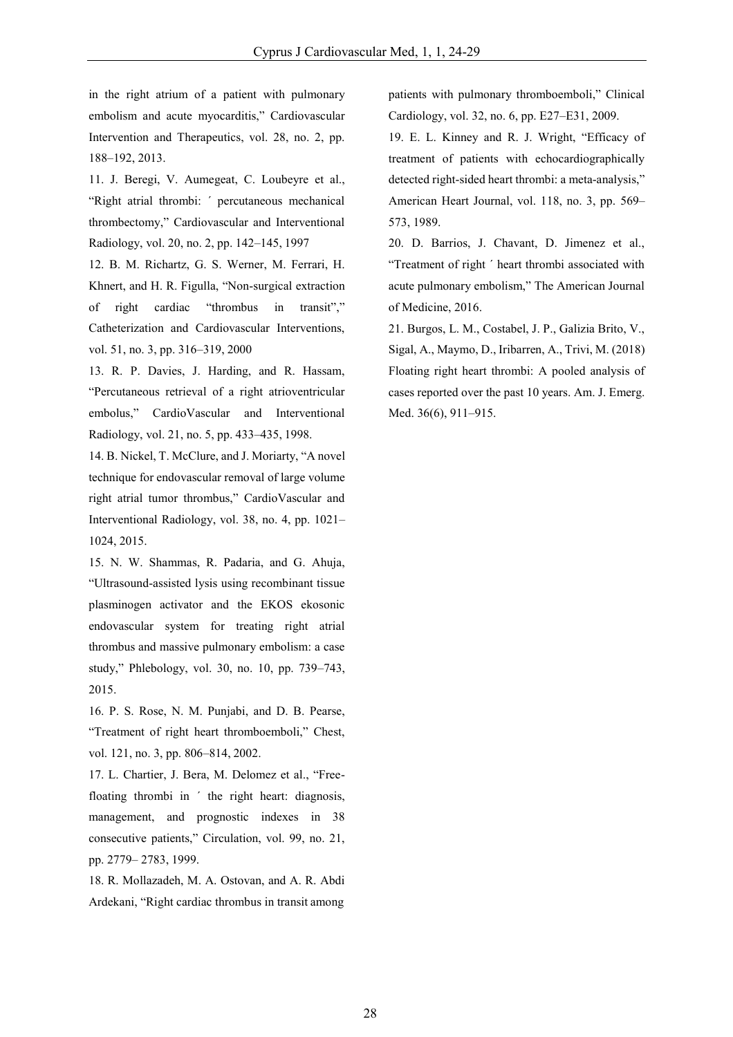in the right atrium of a patient with pulmonary embolism and acute myocarditis," Cardiovascular Intervention and Therapeutics, vol. 28, no. 2, pp. 188–192, 2013.

11. J. Beregi, V. Aumegeat, C. Loubeyre et al., "Right atrial thrombi: ´ percutaneous mechanical thrombectomy," Cardiovascular and Interventional Radiology, vol. 20, no. 2, pp. 142–145, 1997

12. B. M. Richartz, G. S. Werner, M. Ferrari, H. Khnert, and H. R. Figulla, "Non-surgical extraction of right cardiac "thrombus in transit"," Catheterization and Cardiovascular Interventions, vol. 51, no. 3, pp. 316–319, 2000

13. R. P. Davies, J. Harding, and R. Hassam, "Percutaneous retrieval of a right atrioventricular embolus," CardioVascular and Interventional Radiology, vol. 21, no. 5, pp. 433–435, 1998.

14. B. Nickel, T. McClure, and J. Moriarty, "A novel technique for endovascular removal of large volume right atrial tumor thrombus," CardioVascular and Interventional Radiology, vol. 38, no. 4, pp. 1021–1024, 2015.

15. N. W. Shammas, R. Padaria, and G. Ahuja, "Ultrasound-assisted lysis using recombinant tissue plasminogen activator and the EKOS ekosonic endovascular system for treating right atrial thrombus and massive pulmonary embolism: a case study," Phlebology, vol. 30, no. 10, pp. 739–743, 2015.

16. P. S. Rose, N. M. Punjabi, and D. B. Pearse, "Treatment of right heart thromboemboli," Chest, vol. 121, no. 3, pp. 806–814, 2002.

17. L. Chartier, J. Bera, M. Delomez et al., "Free-floating thrombi in ´ the right heart: diagnosis, management, and prognostic indexes in 38 consecutive patients," Circulation, vol. 99, no. 21, pp. 2779– 2783, 1999.

18. R. Mollazadeh, M. A. Ostovan, and A. R. Abdi Ardekani, "Right cardiac thrombus in transit among patients with pulmonary thromboemboli," Clinical Cardiology, vol. 32, no. 6, pp. E27–E31, 2009.

19. E. L. Kinney and R. J. Wright, "Efficacy of treatment of patients with echocardiographically detected right-sided heart thrombi: a meta-analysis," American Heart Journal, vol. 118, no. 3, pp. 569–573, 1989.

20. D. Barrios, J. Chavant, D. Jimenez et al., "Treatment of right ´ heart thrombi associated with acute pulmonary embolism," The American Journal of Medicine, 2016.

21. Burgos, L. M., Costabel, J. P., Galizia Brito, V., Sigal, A., Maymo, D., Iribarren, A., Trivi, M. (2018) Floating right heart thrombi: A pooled analysis of cases reported over the past 10 years. Am. J. Emerg. Med. 36(6), 911–915.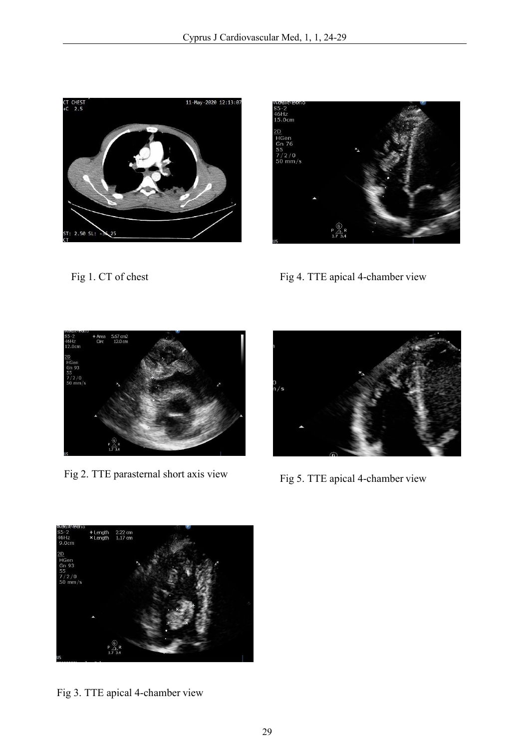Fig 1. CT of chest

Fig 4. TTE apical 4-chamber view

Fig 2. TTE parasternal short axis view

Fig 5. TTE apical 4-chamber view

Fig 3. TTE apical 4-chamber view